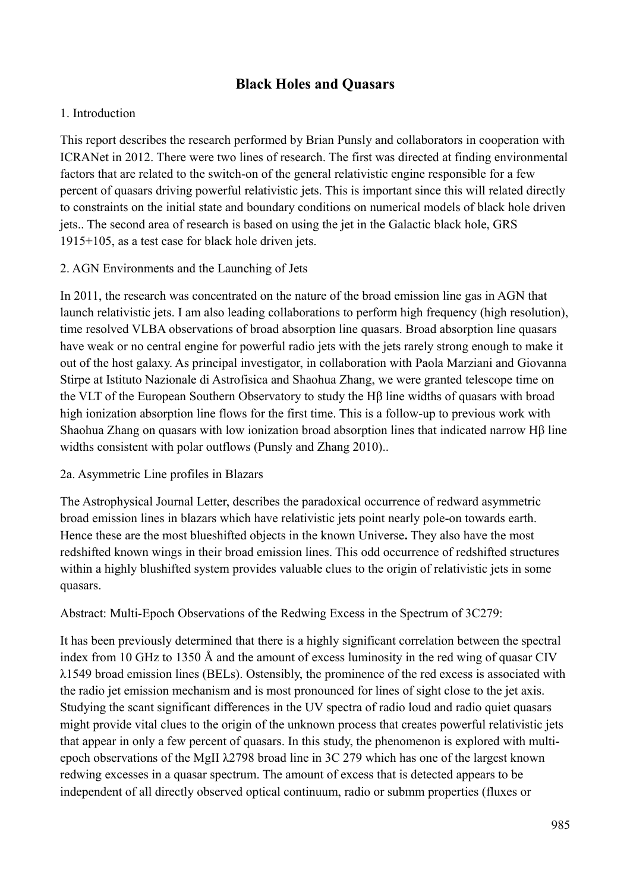# Black Holes and Quasars

1. Introduction

This report describes the research performed by Brian Punsly and collaborators in cooperation with ICRANet in 2012. There were two lines of research. The first was directed at finding environmental factors that are related to the switch-on of the general relativistic engine responsible for a few percent of quasars driving powerful relativistic jets. This is important since this will related directly to constraints on the initial state and boundary conditions on numerical models of black hole driven jets.. The second area of research is based on using the jet in the Galactic black hole, GRS 1915+105, as a test case for black hole driven jets.

2. AGN Environments and the Launching of Jets

In 2011, the research was concentrated on the nature of the broad emission line gas in AGN that launch relativistic jets. I am also leading collaborations to perform high frequency (high resolution), time resolved VLBA observations of broad absorption line quasars. Broad absorption line quasars have weak or no central engine for powerful radio jets with the jets rarely strong enough to make it out of the host galaxy. As principal investigator, in collaboration with Paola Marziani and Giovanna Stirpe at Istituto Nazionale di Astrofisica and Shaohua Zhang, we were granted telescope time on the VLT of the European Southern Observatory to study the Hβ line widths of quasars with broad high ionization absorption line flows for the first time. This is a follow-up to previous work with Shaohua Zhang on quasars with low ionization broad absorption lines that indicated narrow Hβ line widths consistent with polar outflows (Punsly and Zhang 2010)..

2a. Asymmetric Line profiles in Blazars

The Astrophysical Journal Letter, describes the paradoxical occurrence of redward asymmetric broad emission lines in blazars which have relativistic jets point nearly pole-on towards earth. Hence these are the most blueshifted objects in the known Universe**.** They also have the most redshifted known wings in their broad emission lines. This odd occurrence of redshifted structures within a highly blushifted system provides valuable clues to the origin of relativistic jets in some quasars.

Abstract: Multi-Epoch Observations of the Redwing Excess in the Spectrum of 3C279:

It has been previously determined that there is a highly significant correlation between the spectral index from 10 GHz to 1350 Å and the amount of excess luminosity in the red wing of quasar CIV λ1549 broad emission lines (BELs). Ostensibly, the prominence of the red excess is associated with the radio jet emission mechanism and is most pronounced for lines of sight close to the jet axis. Studying the scant significant differences in the UV spectra of radio loud and radio quiet quasars might provide vital clues to the origin of the unknown process that creates powerful relativistic jets that appear in only a few percent of quasars. In this study, the phenomenon is explored with multi-epoch observations of the MgII λ2798 broad line in 3C 279 which has one of the largest known redwing excesses in a quasar spectrum. The amount of excess that is detected appears to be independent of all directly observed optical continuum, radio or submm properties (fluxes or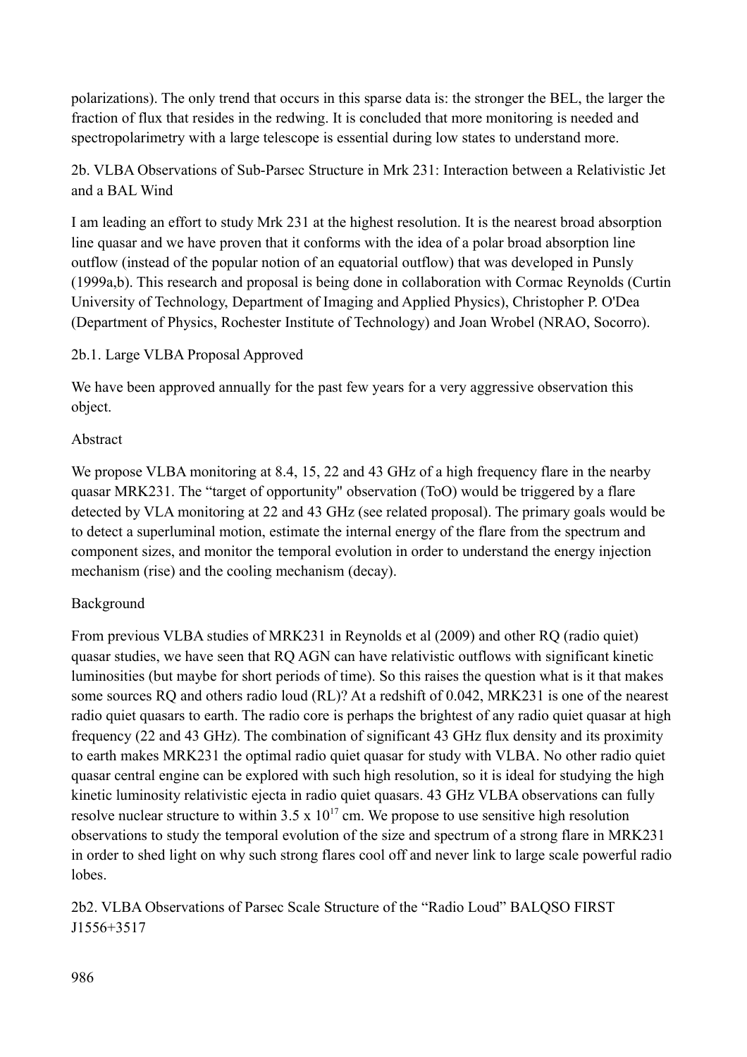polarizations). The only trend that occurs in this sparse data is: the stronger the BEL, the larger the fraction of flux that resides in the redwing. It is concluded that more monitoring is needed and spectropolarimetry with a large telescope is essential during low states to understand more.

## 2b. VLBA Observations of Sub-Parsec Structure in Mrk 231: Interaction between a Relativistic Jet and a BAL Wind

I am leading an effort to study Mrk 231 at the highest resolution. It is the nearest broad absorption line quasar and we have proven that it conforms with the idea of a polar broad absorption line outflow (instead of the popular notion of an equatorial outflow) that was developed in Punsly (1999a,b). This research and proposal is being done in collaboration with Cormac Reynolds (Curtin University of Technology, Department of Imaging and Applied Physics), Christopher P. O'Dea (Department of Physics, Rochester Institute of Technology) and Joan Wrobel (NRAO, Socorro).

### 2b.1. Large VLBA Proposal Approved

We have been approved annually for the past few years for a very aggressive observation this object.

Abstract

We propose VLBA monitoring at 8.4, 15, 22 and 43 GHz of a high frequency flare in the nearby quasar MRK231. The "target of opportunity" observation (ToO) would be triggered by a flare detected by VLA monitoring at 22 and 43 GHz (see related proposal). The primary goals would be to detect a superluminal motion, estimate the internal energy of the flare from the spectrum and component sizes, and monitor the temporal evolution in order to understand the energy injection mechanism (rise) and the cooling mechanism (decay).

Background

From previous VLBA studies of MRK231 in Reynolds et al (2009) and other RQ (radio quiet) quasar studies, we have seen that RQ AGN can have relativistic outflows with significant kinetic luminosities (but maybe for short periods of time). So this raises the question what is it that makes some sources RQ and others radio loud (RL)? At a redshift of 0.042, MRK231 is one of the nearest radio quiet quasars to earth. The radio core is perhaps the brightest of any radio quiet quasar at high frequency (22 and 43 GHz). The combination of significant 43 GHz flux density and its proximity to earth makes MRK231 the optimal radio quiet quasar for study with VLBA. No other radio quiet quasar central engine can be explored with such high resolution, so it is ideal for studying the high kinetic luminosity relativistic ejecta in radio quiet quasars. 43 GHz VLBA observations can fully resolve nuclear structure to within $3.5 \times 10^{17}$ cm. We propose to use sensitive high resolution observations to study the temporal evolution of the size and spectrum of a strong flare in MRK231 in order to shed light on why such strong flares cool off and never link to large scale powerful radio lobes.

### 2b2. VLBA Observations of Parsec Scale Structure of the "Radio Loud" BALQSO FIRST J1556+3517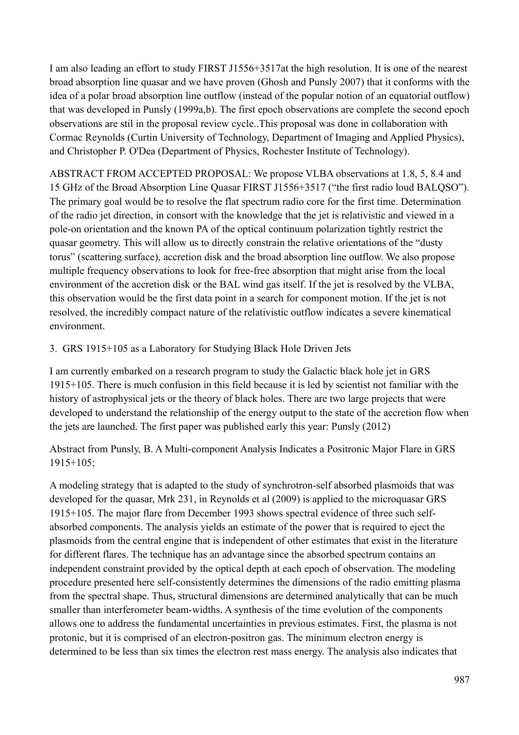I am also leading an effort to study FIRST J1556+3517at the high resolution. It is one of the nearest broad absorption line quasar and we have proven (Ghosh and Punsly 2007) that it conforms with the idea of a polar broad absorption line outflow (instead of the popular notion of an equatorial outflow) that was developed in Punsly (1999a,b). The first epoch observations are complete the second epoch observations are stil in the proposal review cycle..This proposal was done in collaboration with Cormac Reynolds (Curtin University of Technology, Department of Imaging and Applied Physics), and Christopher P. O'Dea (Department of Physics, Rochester Institute of Technology).

ABSTRACT FROM ACCEPTED PROPOSAL: We propose VLBA observations at 1.8, 5, 8.4 and 15 GHz of the Broad Absorption Line Quasar FIRST J1556+3517 ("the first radio loud BALQSO"). The primary goal would be to resolve the flat spectrum radio core for the first time. Determination of the radio jet direction, in consort with the knowledge that the jet is relativistic and viewed in a pole-on orientation and the known PA of the optical continuum polarization tightly restrict the quasar geometry. This will allow us to directly constrain the relative orientations of the "dusty torus" (scattering surface), accretion disk and the broad absorption line outflow. We also propose multiple frequency observations to look for free-free absorption that might arise from the local environment of the accretion disk or the BAL wind gas itself. If the jet is resolved by the VLBA, this observation would be the first data point in a search for component motion. If the jet is not resolved, the incredibly compact nature of the relativistic outflow indicates a severe kinematical environment.

3. GRS 1915+105 as a Laboratory for Studying Black Hole Driven Jets

I am currently embarked on a research program to study the Galactic black hole jet in GRS 1915+105. There is much confusion in this field because it is led by scientist not familiar with the history of astrophysical jets or the theory of black holes. There are two large projects that were developed to understand the relationship of the energy output to the state of the accretion flow when the jets are launched. The first paper was published early this year: Punsly (2012)

Abstract from Punsly, B. A Multi-component Analysis Indicates a Positronic Major Flare in GRS 1915+105;

A modeling strategy that is adapted to the study of synchrotron-self absorbed plasmoids that was developed for the quasar, Mrk 231, in Reynolds et al (2009) is applied to the microquasar GRS 1915+105. The major flare from December 1993 shows spectral evidence of three such self-absorbed components. The analysis yields an estimate of the power that is required to eject the plasmoids from the central engine that is independent of other estimates that exist in the literature for different flares. The technique has an advantage since the absorbed spectrum contains an independent constraint provided by the optical depth at each epoch of observation. The modeling procedure presented here self-consistently determines the dimensions of the radio emitting plasma from the spectral shape. Thus, structural dimensions are determined analytically that can be much smaller than interferometer beam-widths. A synthesis of the time evolution of the components allows one to address the fundamental uncertainties in previous estimates. First, the plasma is not protonic, but it is comprised of an electron-positron gas. The minimum electron energy is determined to be less than six times the electron rest mass energy. The analysis also indicates that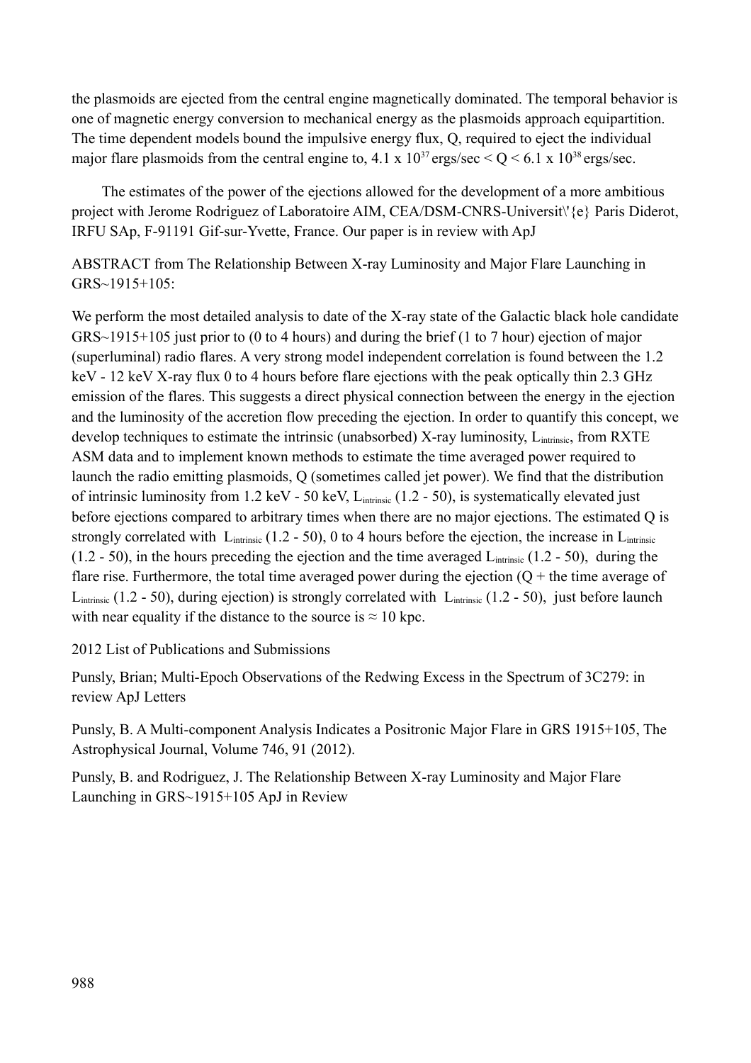the plasmoids are ejected from the central engine magnetically dominated. The temporal behavior is one of magnetic energy conversion to mechanical energy as the plasmoids approach equipartition. The time dependent models bound the impulsive energy flux, Q, required to eject the individual major flare plasmoids from the central engine to, $4.1 \times 10^{37}$ ergs/sec < Q < $6.1 \times 10^{38}$ ergs/sec.

The estimates of the power of the ejections allowed for the development of a more ambitious project with Jerome Rodriguez of Laboratoire AIM, CEA/DSM-CNRS-Universit\'{e} Paris Diderot, IRFU SAp, F-91191 Gif-sur-Yvette, France. Our paper is in review with ApJ

ABSTRACT from The Relationship Between X-ray Luminosity and Major Flare Launching in GRS~1915+105:

We perform the most detailed analysis to date of the X-ray state of the Galactic black hole candidate GRS~1915+105 just prior to (0 to 4 hours) and during the brief (1 to 7 hour) ejection of major (superluminal) radio flares. A very strong model independent correlation is found between the 1.2 keV - 12 keV X-ray flux 0 to 4 hours before flare ejections with the peak optically thin 2.3 GHz emission of the flares. This suggests a direct physical connection between the energy in the ejection and the luminosity of the accretion flow preceding the ejection. In order to quantify this concept, we develop techniques to estimate the intrinsic (unabsorbed) X-ray luminosity, $L_{intrinsic}$, from RXTE ASM data and to implement known methods to estimate the time averaged power required to launch the radio emitting plasmoids, Q (sometimes called jet power). We find that the distribution of intrinsic luminosity from 1.2 keV - 50 keV, $L_{intrinsic}$ (1.2 - 50), is systematically elevated just before ejections compared to arbitrary times when there are no major ejections. The estimated Q is strongly correlated with $L_{intrinsic}$ (1.2 - 50), 0 to 4 hours before the ejection, the increase in $L_{intrinsic}$ (1.2 - 50), in the hours preceding the ejection and the time averaged $L_{intrinsic}$ (1.2 - 50), during the flare rise. Furthermore, the total time averaged power during the ejection (Q + the time average of $L_{intrinsic}$ (1.2 - 50), during ejection) is strongly correlated with $L_{intrinsic}$ (1.2 - 50), just before launch with near equality if the distance to the source is $\approx$ 10 kpc.

2012 List of Publications and Submissions

Punsly, Brian; Multi-Epoch Observations of the Redwing Excess in the Spectrum of 3C279: in review ApJ Letters

Punsly, B. A Multi-component Analysis Indicates a Positronic Major Flare in GRS 1915+105, The Astrophysical Journal, Volume 746, 91 (2012).

Punsly, B. and Rodriguez, J. The Relationship Between X-ray Luminosity and Major Flare Launching in GRS~1915+105 ApJ in Review